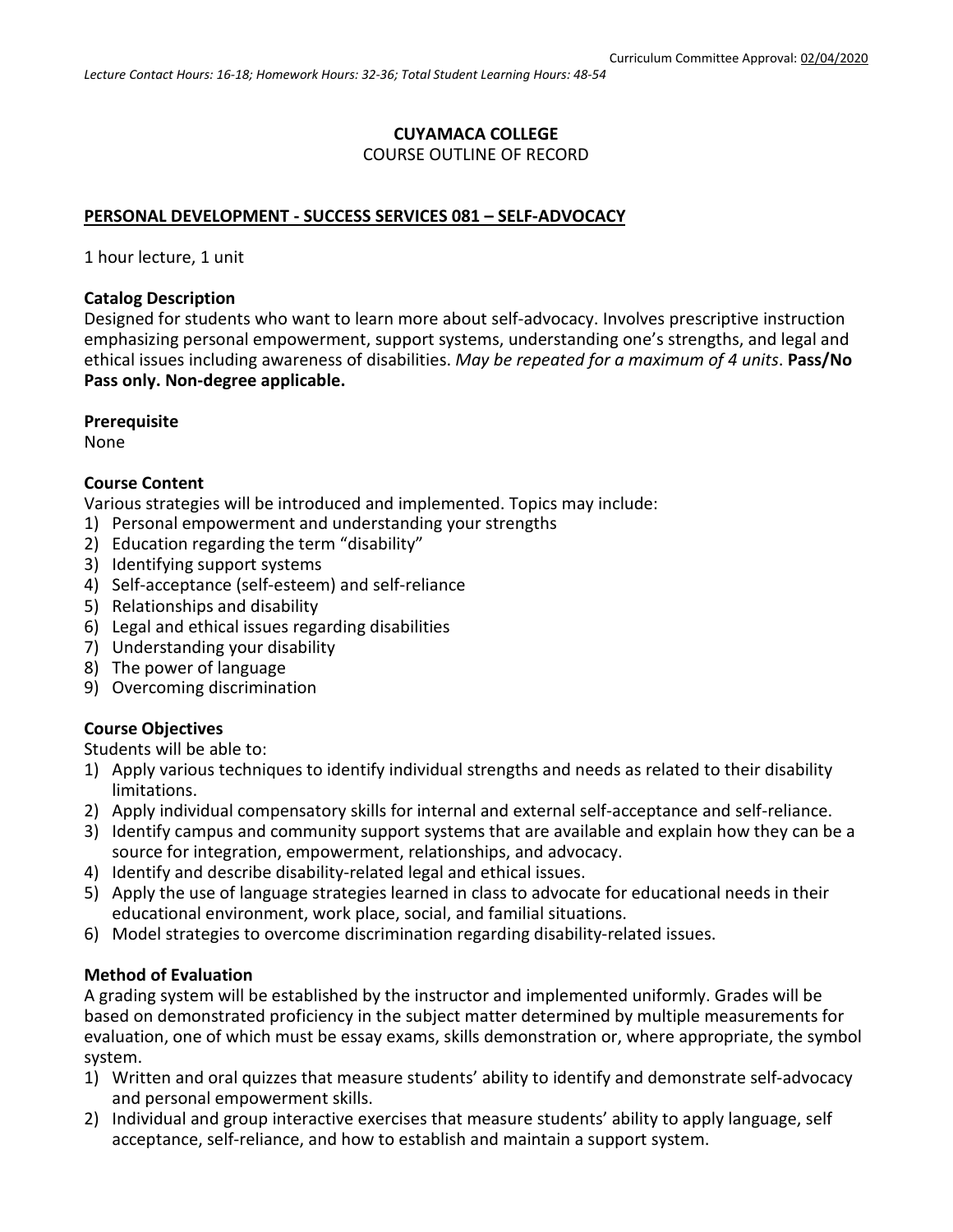Curriculum Committee Approval: 02/04/2020

*Lecture Contact Hours: 16-18; Homework Hours: 32-36; Total Student Learning Hours: 48-54*

**CUYAMACA COLLEGE**

COURSE OUTLINE OF RECORD

**PERSONAL DEVELOPMENT - SUCCESS SERVICES 081 – SELF-ADVOCACY**

1 hour lecture, 1 unit

**Catalog Description**

Designed for students who want to learn more about self-advocacy. Involves prescriptive instruction emphasizing personal empowerment, support systems, understanding one's strengths, and legal and ethical issues including awareness of disabilities. *May be repeated for a maximum of 4 units*. **Pass/No Pass only. Non-degree applicable.**

**Prerequisite**

None

**Course Content**

Various strategies will be introduced and implemented. Topics may include:

1) Personal empowerment and understanding your strengths
2) Education regarding the term "disability"
3) Identifying support systems
4) Self-acceptance (self-esteem) and self-reliance
5) Relationships and disability
6) Legal and ethical issues regarding disabilities
7) Understanding your disability
8) The power of language
9) Overcoming discrimination

**Course Objectives**

Students will be able to:

1) Apply various techniques to identify individual strengths and needs as related to their disability limitations.
2) Apply individual compensatory skills for internal and external self-acceptance and self-reliance.
3) Identify campus and community support systems that are available and explain how they can be a source for integration, empowerment, relationships, and advocacy.
4) Identify and describe disability-related legal and ethical issues.
5) Apply the use of language strategies learned in class to advocate for educational needs in their educational environment, work place, social, and familial situations.
6) Model strategies to overcome discrimination regarding disability-related issues.

**Method of Evaluation**

A grading system will be established by the instructor and implemented uniformly. Grades will be based on demonstrated proficiency in the subject matter determined by multiple measurements for evaluation, one of which must be essay exams, skills demonstration or, where appropriate, the symbol system.

1) Written and oral quizzes that measure students' ability to identify and demonstrate self-advocacy and personal empowerment skills.
2) Individual and group interactive exercises that measure students' ability to apply language, self acceptance, self-reliance, and how to establish and maintain a support system.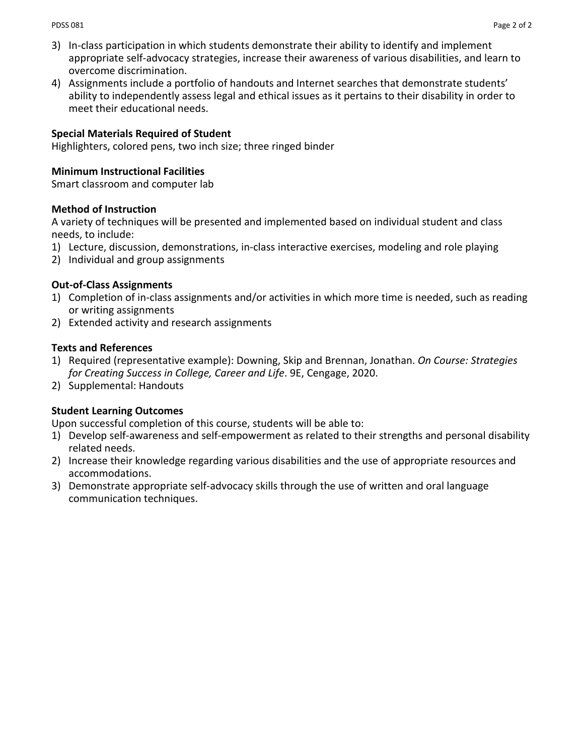3) In-class participation in which students demonstrate their ability to identify and implement appropriate self-advocacy strategies, increase their awareness of various disabilities, and learn to overcome discrimination.
4) Assignments include a portfolio of handouts and Internet searches that demonstrate students' ability to independently assess legal and ethical issues as it pertains to their disability in order to meet their educational needs.

**Special Materials Required of Student**
Highlighters, colored pens, two inch size; three ringed binder

**Minimum Instructional Facilities**
Smart classroom and computer lab

**Method of Instruction**
A variety of techniques will be presented and implemented based on individual student and class needs, to include:
1) Lecture, discussion, demonstrations, in-class interactive exercises, modeling and role playing
2) Individual and group assignments

**Out-of-Class Assignments**
1) Completion of in-class assignments and/or activities in which more time is needed, such as reading or writing assignments
2) Extended activity and research assignments

**Texts and References**
1) Required (representative example): Downing, Skip and Brennan, Jonathan. *On Course: Strategies for Creating Success in College, Career and Life*. 9E, Cengage, 2020.
2) Supplemental: Handouts

**Student Learning Outcomes**
Upon successful completion of this course, students will be able to:
1) Develop self-awareness and self-empowerment as related to their strengths and personal disability related needs.
2) Increase their knowledge regarding various disabilities and the use of appropriate resources and accommodations.
3) Demonstrate appropriate self-advocacy skills through the use of written and oral language communication techniques.